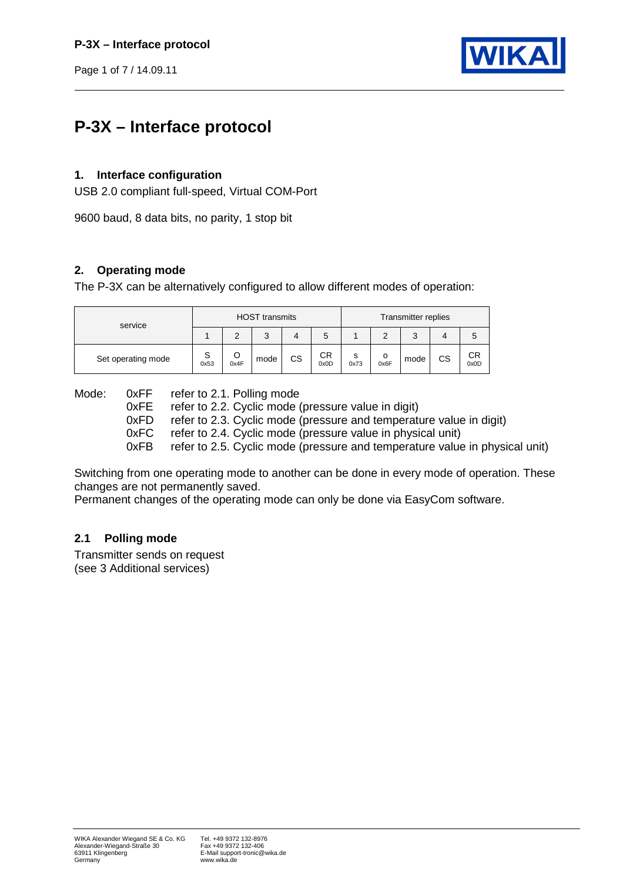// 2011-09-14

# P-3X – Interface protocol

## 1. Interface configuration

USB 2.0 compliant full-speed, Virtual COM-Port

9600 baud, 8 data bits, no parity, 1 stop bit

## 2. Operating mode

The P-3X can be alternatively configured to allow different modes of operation:

| service | HOST transmits | | | | | Transmitter replies | | | | |
|---|---|---|---|---|---|---|---|---|---|---|
| | 1 | 2 | 3 | 4 | 5 | 1 | 2 | 3 | 4 | 5 |
| Set operating mode | S 0x53 | O 0x4F | mode | CS | CR 0x0D | s 0x73 | o 0x6F | mode | CS | CR 0x0D |

Mode:
- 0xFF refer to 2.1. Polling mode
- 0xFE refer to 2.2. Cyclic mode (pressure value in digit)
- 0xFD refer to 2.3. Cyclic mode (pressure and temperature value in digit)
- 0xFC refer to 2.4. Cyclic mode (pressure value in physical unit)
- 0xFB refer to 2.5. Cyclic mode (pressure and temperature value in physical unit)

Switching from one operating mode to another can be done in every mode of operation. These changes are not permanently saved.
Permanent changes of the operating mode can only be done via EasyCom software.

### 2.1 Polling mode

Transmitter sends on request
(see 3 Additional services)

WIKA Alexander Wiegand SE & Co. KG
Alexander-Wiegand-Straße 30
63911 Klingenberg
Germany

Tel. +49 9372 132-8976
Fax +49 9372 132-406
E-Mail support-tronic@wika.de
www.wika.de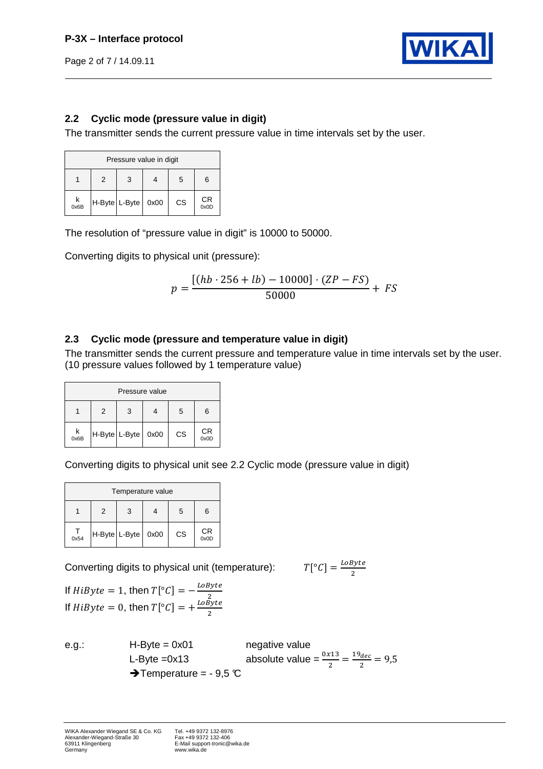## 2.2 Cyclic mode (pressure value in digit)

The transmitter sends the current pressure value in time intervals set by the user.

| Pressure value in digit | | | | | |
|---|---|---|---|---|---|
| 1 | 2 | 3 | 4 | 5 | 6 |
| k 0x6B | H-Byte | L-Byte | 0x00 | CS | CR 0x0D |

The resolution of "pressure value in digit" is 10000 to 50000.

Converting digits to physical unit (pressure):

$$p = \frac{[(hb \cdot 256 + lb) - 10000] \cdot (ZP - FS)}{50000} + FS$$

## 2.3 Cyclic mode (pressure and temperature value in digit)

The transmitter sends the current pressure and temperature value in time intervals set by the user. (10 pressure values followed by 1 temperature value)

| Pressure value | | | | | |
|---|---|---|---|---|---|
| 1 | 2 | 3 | 4 | 5 | 6 |
| k 0x6B | H-Byte | L-Byte | 0x00 | CS | CR 0x0D |

Converting digits to physical unit see 2.2 Cyclic mode (pressure value in digit)

| Temperature value | | | | | |
|---|---|---|---|---|---|
| 1 | 2 | 3 | 4 | 5 | 6 |
| T 0x54 | H-Byte | L-Byte | 0x00 | CS | CR 0x0D |

Converting digits to physical unit (temperature): $T[°C] = \frac{LoByte}{2}$

If $HiByte = 1$, then $T[°C] = -\frac{LoByte}{2}$

If $HiByte = 0$, then $T[°C] = +\frac{LoByte}{2}$

e.g.: H-Byte = 0x01 negative value

L-Byte =0x13 absolute value = $\frac{0x13}{2} = \frac{19_{dec}}{2} = 9{,}5$

➔Temperature = - 9,5 °C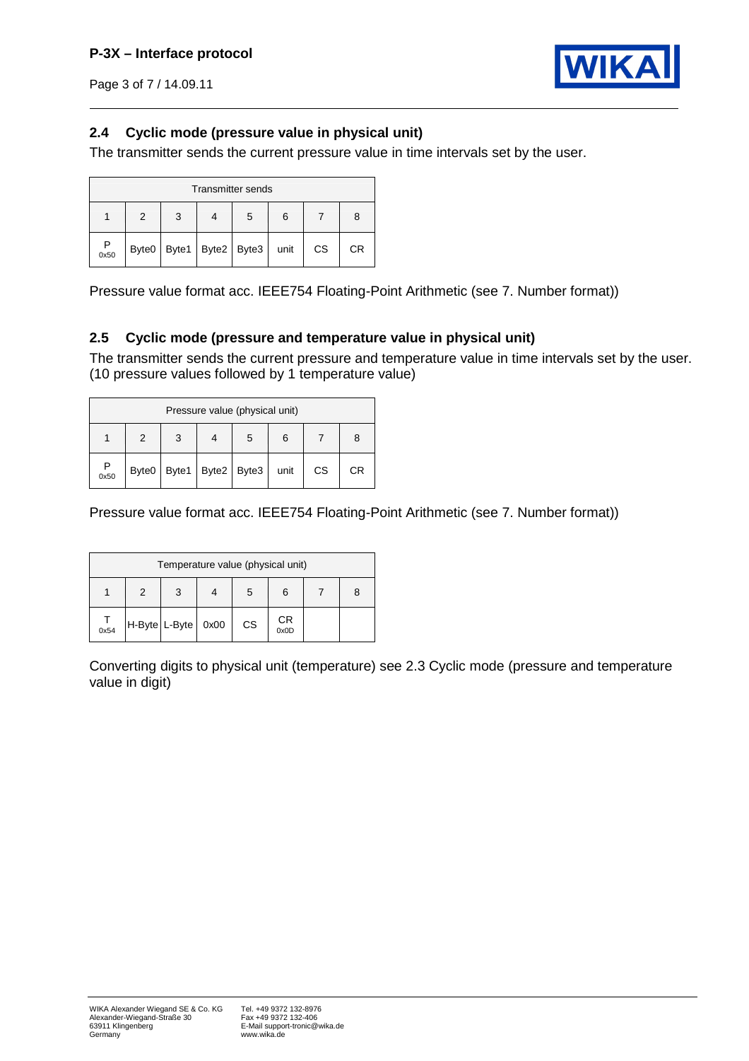## 2.4 Cyclic mode (pressure value in physical unit)

The transmitter sends the current pressure value in time intervals set by the user.

| Transmitter sends | | | | | | | |
|---|---|---|---|---|---|---|---|
| 1 | 2 | 3 | 4 | 5 | 6 | 7 | 8 |
| P 0x50 | Byte0 | Byte1 | Byte2 | Byte3 | unit | CS | CR |

Pressure value format acc. IEEE754 Floating-Point Arithmetic (see 7. Number format))

## 2.5 Cyclic mode (pressure and temperature value in physical unit)

The transmitter sends the current pressure and temperature value in time intervals set by the user. (10 pressure values followed by 1 temperature value)

| Pressure value (physical unit) | | | | | | | |
|---|---|---|---|---|---|---|---|
| 1 | 2 | 3 | 4 | 5 | 6 | 7 | 8 |
| P 0x50 | Byte0 | Byte1 | Byte2 | Byte3 | unit | CS | CR |

Pressure value format acc. IEEE754 Floating-Point Arithmetic (see 7. Number format))

| Temperature value (physical unit) | | | | | | | |
|---|---|---|---|---|---|---|---|
| 1 | 2 | 3 | 4 | 5 | 6 | 7 | 8 |
| T 0x54 | H-Byte | L-Byte | 0x00 | CS | CR 0x0D | | |

Converting digits to physical unit (temperature) see 2.3 Cyclic mode (pressure and temperature value in digit)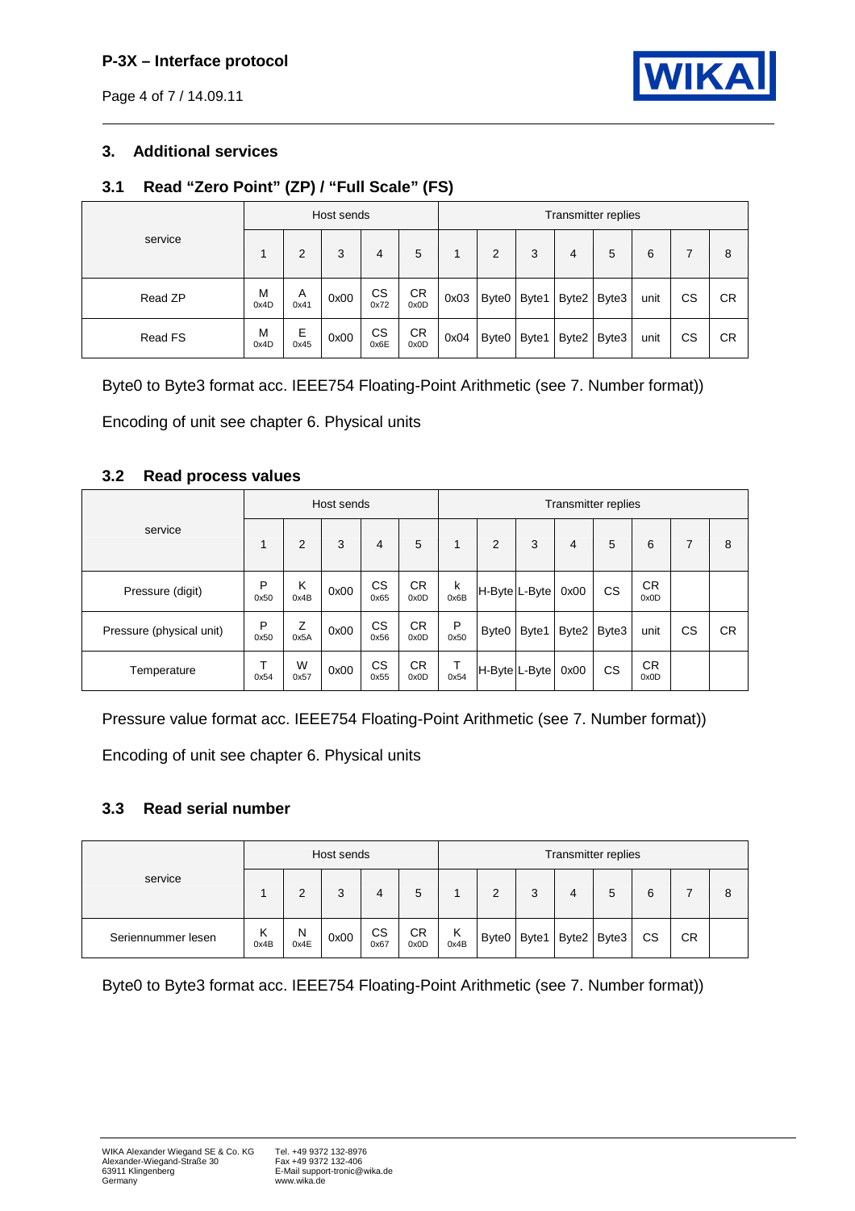## 3. Additional services

### 3.1 Read "Zero Point" (ZP) / "Full Scale" (FS)

| service | Host sends | | | | | Transmitter replies | | | | | | | |
|---|---|---|---|---|---|---|---|---|---|---|---|---|---|
| | 1 | 2 | 3 | 4 | 5 | 1 | 2 | 3 | 4 | 5 | 6 | 7 | 8 |
| Read ZP | M 0x4D | A 0x41 | 0x00 | CS 0x72 | CR 0x0D | 0x03 | Byte0 | Byte1 | Byte2 | Byte3 | unit | CS | CR |
| Read FS | M 0x4D | E 0x45 | 0x00 | CS 0x6E | CR 0x0D | 0x04 | Byte0 | Byte1 | Byte2 | Byte3 | unit | CS | CR |

Byte0 to Byte3 format acc. IEEE754 Floating-Point Arithmetic (see 7. Number format))

Encoding of unit see chapter 6. Physical units

### 3.2 Read process values

| service | Host sends | | | | | Transmitter replies | | | | | | | |
|---|---|---|---|---|---|---|---|---|---|---|---|---|---|
| | 1 | 2 | 3 | 4 | 5 | 1 | 2 | 3 | 4 | 5 | 6 | 7 | 8 |
| Pressure (digit) | P 0x50 | K 0x4B | 0x00 | CS 0x65 | CR 0x0D | k 0x6B | H-Byte | L-Byte | 0x00 | CS | CR 0x0D | | |
| Pressure (physical unit) | P 0x50 | Z 0x5A | 0x00 | CS 0x56 | CR 0x0D | P 0x50 | Byte0 | Byte1 | Byte2 | Byte3 | unit | CS | CR |
| Temperature | T 0x54 | W 0x57 | 0x00 | CS 0x55 | CR 0x0D | T 0x54 | H-Byte | L-Byte | 0x00 | CS | CR 0x0D | | |

Pressure value format acc. IEEE754 Floating-Point Arithmetic (see 7. Number format))

Encoding of unit see chapter 6. Physical units

### 3.3 Read serial number

| service | Host sends | | | | | Transmitter replies | | | | | | | |
|---|---|---|---|---|---|---|---|---|---|---|---|---|---|
| | 1 | 2 | 3 | 4 | 5 | 1 | 2 | 3 | 4 | 5 | 6 | 7 | 8 |
| Seriennummer lesen | K 0x4B | N 0x4E | 0x00 | CS 0x67 | CR 0x0D | K 0x4B | Byte0 | Byte1 | Byte2 | Byte3 | CS | CR | |

Byte0 to Byte3 format acc. IEEE754 Floating-Point Arithmetic (see 7. Number format))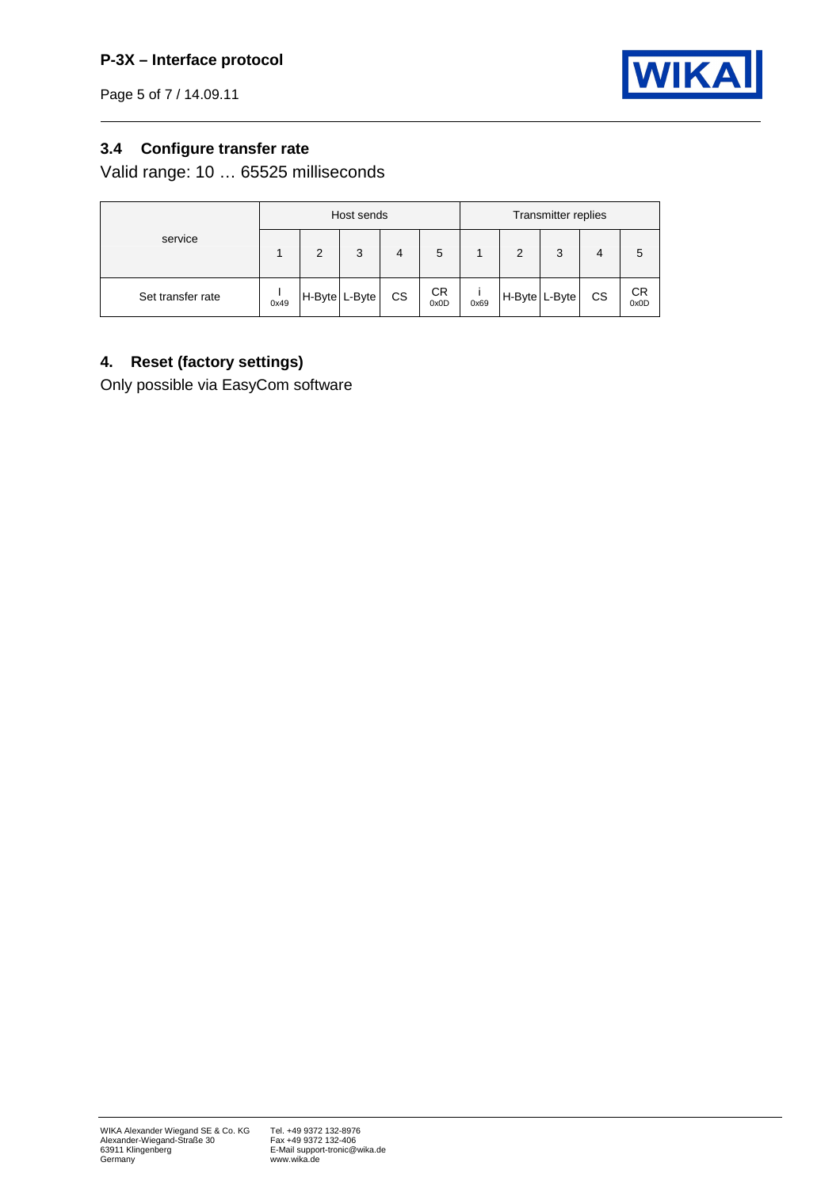### 3.4 Configure transfer rate

Valid range: 10 … 65525 milliseconds

| service | Host sends | | | | | Transmitter replies | | | | |
|---|---|---|---|---|---|---|---|---|---|---|
| | 1 | 2 | 3 | 4 | 5 | 1 | 2 | 3 | 4 | 5 |
| Set transfer rate | I 0x49 | H-Byte | L-Byte | CS | CR 0x0D | i 0x69 | H-Byte | L-Byte | CS | CR 0x0D |

## 4. Reset (factory settings)

Only possible via EasyCom software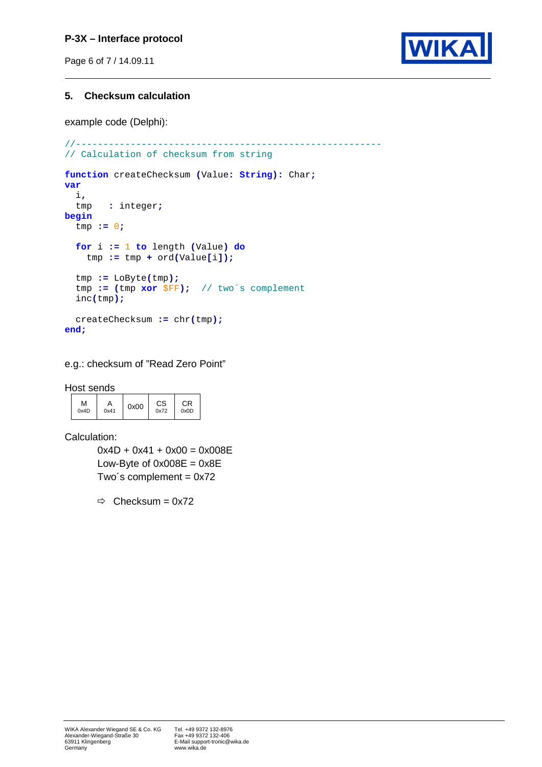## 5. Checksum calculation

example code (Delphi):

```
//---------------------------------------------------------
// Calculation of checksum from string

function createChecksum (Value: String): Char;
var
  i,
  tmp   : integer;
begin
  tmp := 0;

  for i := 1 to length (Value) do
    tmp := tmp + ord(Value[i]);

  tmp := LoByte(tmp);
  tmp := (tmp xor $FF);  // two´s complement
  inc(tmp);

  createChecksum := chr(tmp);
end;
```

e.g.: checksum of "Read Zero Point"

Host sends

| M<br>0x4D | A<br>0x41 | 0x00 | CS<br>0x72 | CR<br>0x0D |
|---|---|---|---|---|

Calculation:

0x4D + 0x41 + 0x00 = 0x008E
Low-Byte of 0x008E = 0x8E
Two´s complement = 0x72

⇨ Checksum = 0x72

WIKA Alexander Wiegand SE & Co. KG
Alexander-Wiegand-Straße 30
63911 Klingenberg
Germany

Tel. +49 9372 132-8976
Fax +49 9372 132-406
E-Mail support-tronic@wika.de
www.wika.de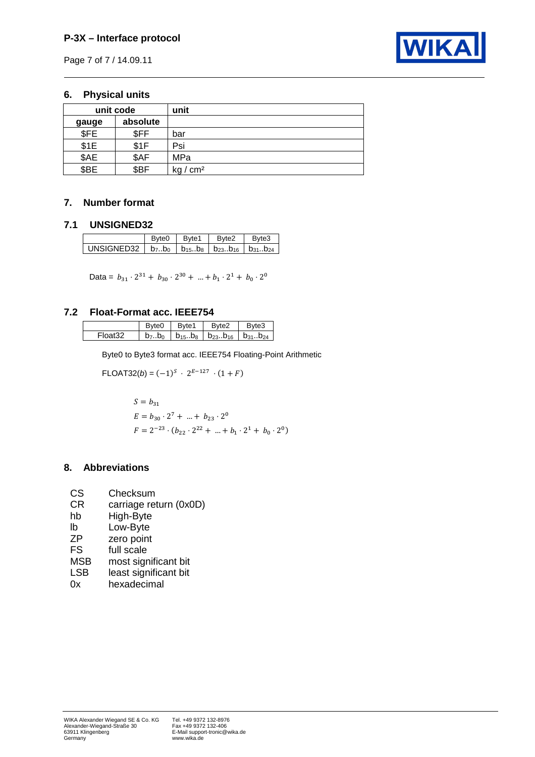## 6. Physical units

| unit code | | unit |
|---|---|---|
| gauge | absolute | |
| $FE | $FF | bar |
| $1E | $1F | Psi |
| $AE | $AF | MPa |
| $BE | $BF | kg / cm² |

## 7. Number format

### 7.1 UNSIGNED32

| | Byte0 | Byte1 | Byte2 | Byte3 |
|---|---|---|---|---|
| UNSIGNED32 | $b_7..b_0$ | $b_{15}..b_8$ | $b_{23}..b_{16}$ | $b_{31}..b_{24}$ |

Data = $b_{31} \cdot 2^{31} + b_{30} \cdot 2^{30} + \ldots + b_1 \cdot 2^1 + b_0 \cdot 2^0$

### 7.2 Float-Format acc. IEEE754

| | Byte0 | Byte1 | Byte2 | Byte3 |
|---|---|---|---|---|
| Float32 | $b_7..b_0$ | $b_{15}..b_8$ | $b_{23}..b_{16}$ | $b_{31}..b_{24}$ |

Byte0 to Byte3 format acc. IEEE754 Floating-Point Arithmetic

FLOAT32($b$) = $(-1)^S \cdot 2^{E-127} \cdot (1+F)$

$$S = b_{31}$$

$$E = b_{30} \cdot 2^7 + \ldots + b_{23} \cdot 2^0$$

$$F = 2^{-23} \cdot (b_{22} \cdot 2^{22} + \ldots + b_1 \cdot 2^1 + b_0 \cdot 2^0)$$

## 8. Abbreviations

- CS Checksum
- CR carriage return (0x0D)
- hb High-Byte
- lb Low-Byte
- ZP zero point
- FS full scale
- MSB most significant bit
- LSB least significant bit
- 0x hexadecimal